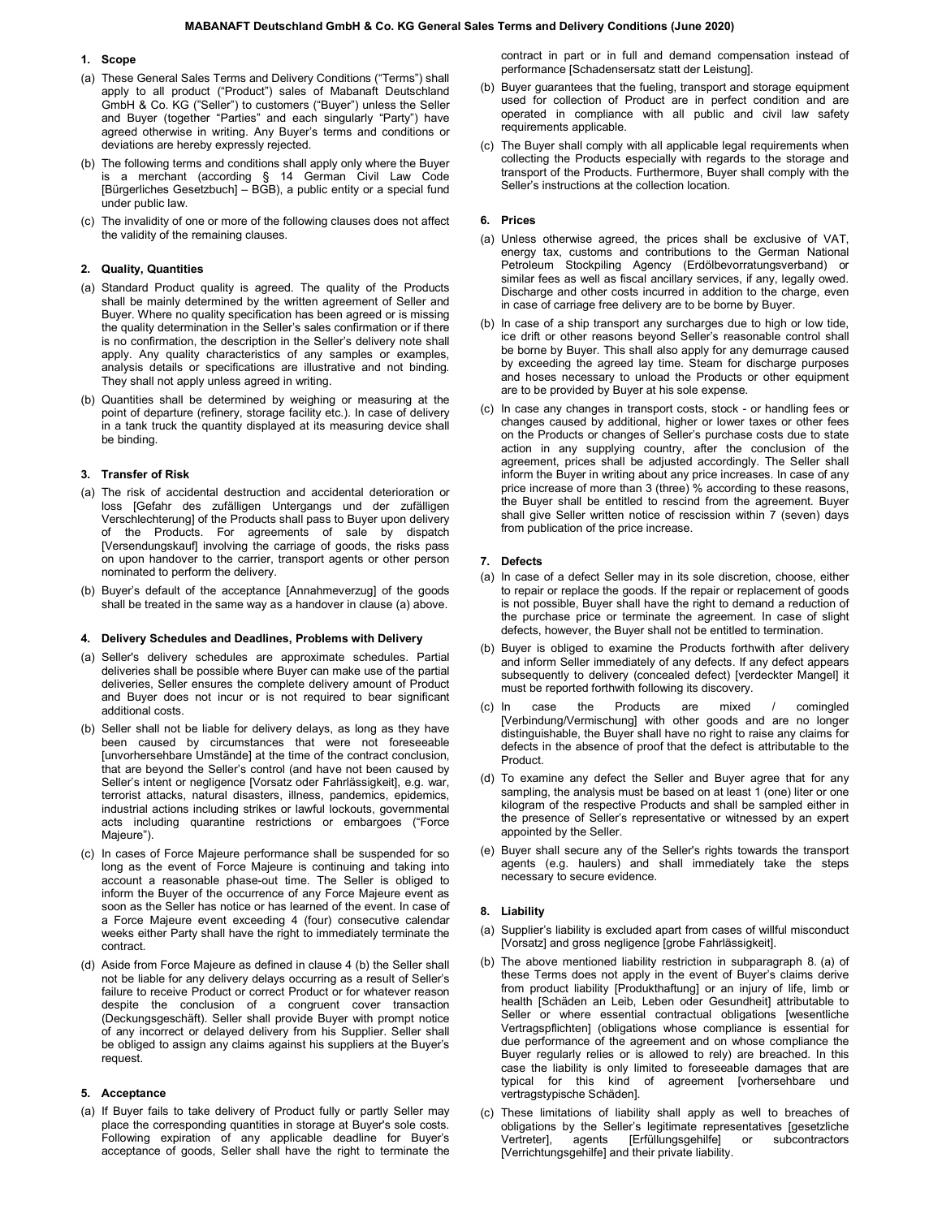# MABANAFT Deutschland GmbH & Co. KG General Sales Terms and Delivery Conditions (June 2020)

## 1. Scope

(a) These General Sales Terms and Delivery Conditions ("Terms") shall apply to all product ("Product") sales of Mabanaft Deutschland GmbH & Co. KG ("Seller") to customers ("Buyer") unless the Seller and Buyer (together "Parties" and each singularly "Party") have agreed otherwise in writing. Any Buyer's terms and conditions or deviations are hereby expressly rejected.

(b) The following terms and conditions shall apply only where the Buyer is a merchant (according § 14 German Civil Law Code [Bürgerliches Gesetzbuch] – BGB), a public entity or a special fund under public law.

(c) The invalidity of one or more of the following clauses does not affect the validity of the remaining clauses.

## 2. Quality, Quantities

(a) Standard Product quality is agreed. The quality of the Products shall be mainly determined by the written agreement of Seller and Buyer. Where no quality specification has been agreed or is missing the quality determination in the Seller's sales confirmation or if there is no confirmation, the description in the Seller's delivery note shall apply. Any quality characteristics of any samples or examples, analysis details or specifications are illustrative and not binding. They shall not apply unless agreed in writing.

(b) Quantities shall be determined by weighing or measuring at the point of departure (refinery, storage facility etc.). In case of delivery in a tank truck the quantity displayed at its measuring device shall be binding.

## 3. Transfer of Risk

(a) The risk of accidental destruction and accidental deterioration or loss [Gefahr des zufälligen Untergangs und der zufälligen Verschlechterung] of the Products shall pass to Buyer upon delivery of the Products. For agreements of sale by dispatch [Versendungskauf] involving the carriage of goods, the risks pass on upon handover to the carrier, transport agents or other person nominated to perform the delivery.

(b) Buyer's default of the acceptance [Annahmeverzug] of the goods shall be treated in the same way as a handover in clause (a) above.

## 4. Delivery Schedules and Deadlines, Problems with Delivery

(a) Seller's delivery schedules are approximate schedules. Partial deliveries shall be possible where Buyer can make use of the partial deliveries, Seller ensures the complete delivery amount of Product and Buyer does not incur or is not required to bear significant additional costs.

(b) Seller shall not be liable for delivery delays, as long as they have been caused by circumstances that were not foreseeable [unvorhersehbare Umstände] at the time of the contract conclusion, that are beyond the Seller's control (and have not been caused by Seller's intent or negligence [Vorsatz oder Fahrlässigkeit], e.g. war, terrorist attacks, natural disasters, illness, pandemics, epidemics, industrial actions including strikes or lawful lockouts, governmental acts including quarantine restrictions or embargoes ("Force Majeure").

(c) In cases of Force Majeure performance shall be suspended for so long as the event of Force Majeure is continuing and taking into account a reasonable phase-out time. The Seller is obliged to inform the Buyer of the occurrence of any Force Majeure event as soon as the Seller has notice or has learned of the event. In case of a Force Majeure event exceeding 4 (four) consecutive calendar weeks either Party shall have the right to immediately terminate the contract.

(d) Aside from Force Majeure as defined in clause 4 (b) the Seller shall not be liable for any delivery delays occurring as a result of Seller's failure to receive Product or correct Product or for whatever reason despite the conclusion of a congruent cover transaction (Deckungsgeschäft). Seller shall provide Buyer with prompt notice of any incorrect or delayed delivery from his Supplier. Seller shall be obliged to assign any claims against his suppliers at the Buyer's request.

## 5. Acceptance

(a) If Buyer fails to take delivery of Product fully or partly Seller may place the corresponding quantities in storage at Buyer's sole costs. Following expiration of any applicable deadline for Buyer's acceptance of goods, Seller shall have the right to terminate the contract in part or in full and demand compensation instead of performance [Schadensersatz statt der Leistung].

(b) Buyer guarantees that the fueling, transport and storage equipment used for collection of Product are in perfect condition and are operated in compliance with all public and civil law safety requirements applicable.

(c) The Buyer shall comply with all applicable legal requirements when collecting the Products especially with regards to the storage and transport of the Products. Furthermore, Buyer shall comply with the Seller's instructions at the collection location.

## 6. Prices

(a) Unless otherwise agreed, the prices shall be exclusive of VAT, energy tax, customs and contributions to the German National Petroleum Stockpiling Agency (Erdölbevorratungsverband) or similar fees as well as fiscal ancillary services, if any, legally owed. Discharge and other costs incurred in addition to the charge, even in case of carriage free delivery are to be borne by Buyer.

(b) In case of a ship transport any surcharges due to high or low tide, ice drift or other reasons beyond Seller's reasonable control shall be borne by Buyer. This shall also apply for any demurrage caused by exceeding the agreed lay time. Steam for discharge purposes and hoses necessary to unload the Products or other equipment are to be provided by Buyer at his sole expense.

(c) In case any changes in transport costs, stock - or handling fees or changes caused by additional, higher or lower taxes or other fees on the Products or changes of Seller's purchase costs due to state action in any supplying country, after the conclusion of the agreement, prices shall be adjusted accordingly. The Seller shall inform the Buyer in writing about any price increases. In case of any price increase of more than 3 (three) % according to these reasons, the Buyer shall be entitled to rescind from the agreement. Buyer shall give Seller written notice of rescission within 7 (seven) days from publication of the price increase.

## 7. Defects

(a) In case of a defect Seller may in its sole discretion, choose, either to repair or replace the goods. If the repair or replacement of goods is not possible, Buyer shall have the right to demand a reduction of the purchase price or terminate the agreement. In case of slight defects, however, the Buyer shall not be entitled to termination.

(b) Buyer is obliged to examine the Products forthwith after delivery and inform Seller immediately of any defects. If any defect appears subsequently to delivery (concealed defect) [verdeckter Mangel] it must be reported forthwith following its discovery.

(c) In case the Products are mixed / comingled [Verbindung/Vermischung] with other goods and are no longer distinguishable, the Buyer shall have no right to raise any claims for defects in the absence of proof that the defect is attributable to the Product.

(d) To examine any defect the Seller and Buyer agree that for any sampling, the analysis must be based on at least 1 (one) liter or one kilogram of the respective Products and shall be sampled either in the presence of Seller's representative or witnessed by an expert appointed by the Seller.

(e) Buyer shall secure any of the Seller's rights towards the transport agents (e.g. haulers) and shall immediately take the steps necessary to secure evidence.

## 8. Liability

(a) Supplier's liability is excluded apart from cases of willful misconduct [Vorsatz] and gross negligence [grobe Fahrlässigkeit].

(b) The above mentioned liability restriction in subparagraph 8. (a) of these Terms does not apply in the event of Buyer's claims derive from product liability [Produkthaftung] or an injury of life, limb or health [Schäden an Leib, Leben oder Gesundheit] attributable to Seller or where essential contractual obligations [wesentliche Vertragspflichten] (obligations whose compliance is essential for due performance of the agreement and on whose compliance the Buyer regularly relies or is allowed to rely) are breached. In this case the liability is only limited to foreseeable damages that are typical for this kind of agreement [vorhersehbare und vertragstypische Schäden].

(c) These limitations of liability shall apply as well to breaches of obligations by the Seller's legitimate representatives [gesetzliche Vertreter], agents [Erfüllungsgehilfe] or subcontractors [Verrichtungsgehilfe] and their private liability.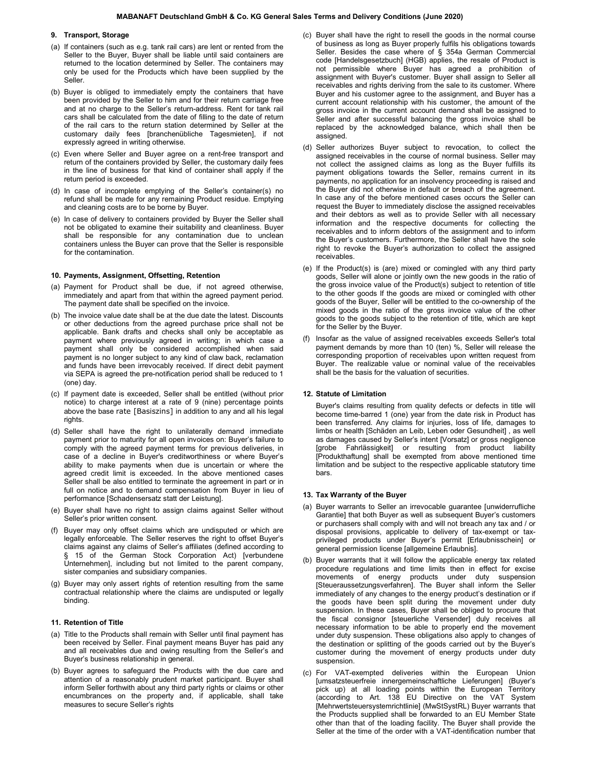## 9. Transport, Storage

(a) If containers (such as e.g. tank rail cars) are lent or rented from the Seller to the Buyer, Buyer shall be liable until said containers are returned to the location determined by Seller. The containers may only be used for the Products which have been supplied by the Seller.

(b) Buyer is obliged to immediately empty the containers that have been provided by the Seller to him and for their return carriage free and at no charge to the Seller's return-address. Rent for tank rail cars shall be calculated from the date of filling to the date of return of the rail cars to the return station determined by Seller at the customary daily fees [branchenübliche Tagesmieten], if not expressly agreed in writing otherwise.

(c) Even where Seller and Buyer agree on a rent-free transport and return of the containers provided by Seller, the customary daily fees in the line of business for that kind of container shall apply if the return period is exceeded.

(d) In case of incomplete emptying of the Seller's container(s) no refund shall be made for any remaining Product residue. Emptying and cleaning costs are to be borne by Buyer.

(e) In case of delivery to containers provided by Buyer the Seller shall not be obligated to examine their suitability and cleanliness. Buyer shall be responsible for any contamination due to unclean containers unless the Buyer can prove that the Seller is responsible for the contamination.

## 10. Payments, Assignment, Offsetting, Retention

(a) Payment for Product shall be due, if not agreed otherwise, immediately and apart from that within the agreed payment period. The payment date shall be specified on the invoice.

(b) The invoice value date shall be at the due date the latest. Discounts or other deductions from the agreed purchase price shall not be applicable. Bank drafts and checks shall only be acceptable as payment where previously agreed in writing; in which case a payment shall only be considered accomplished when said payment is no longer subject to any kind of claw back, reclamation and funds have been irrevocably received. If direct debit payment via SEPA is agreed the pre-notification period shall be reduced to 1 (one) day.

(c) If payment date is exceeded, Seller shall be entitled (without prior notice) to charge interest at a rate of 9 (nine) percentage points above the base rate [Basiszins] in addition to any and all his legal rights.

(d) Seller shall have the right to unilaterally demand immediate payment prior to maturity for all open invoices on: Buyer's failure to comply with the agreed payment terms for previous deliveries, in case of a decline in Buyer's creditworthiness or where Buyer's ability to make payments when due is uncertain or where the agreed credit limit is exceeded. In the above mentioned cases Seller shall be also entitled to terminate the agreement in part or in full on notice and to demand compensation from Buyer in lieu of performance [Schadensersatz statt der Leistung].

(e) Buyer shall have no right to assign claims against Seller without Seller's prior written consent.

(f) Buyer may only offset claims which are undisputed or which are legally enforceable. The Seller reserves the right to offset Buyer's claims against any claims of Seller's affiliates (defined according to § 15 of the German Stock Corporation Act) [verbundene Unternehmen], including but not limited to the parent company, sister companies and subsidiary companies.

(g) Buyer may only assert rights of retention resulting from the same contractual relationship where the claims are undisputed or legally binding.

## 11. Retention of Title

(a) Title to the Products shall remain with Seller until final payment has been received by Seller. Final payment means Buyer has paid any and all receivables due and owing resulting from the Seller's and Buyer's business relationship in general.

(b) Buyer agrees to safeguard the Products with the due care and attention of a reasonably prudent market participant. Buyer shall inform Seller forthwith about any third party rights or claims or other encumbrances on the property and, if applicable, shall take measures to secure Seller's rights

(c) Buyer shall have the right to resell the goods in the normal course of business as long as Buyer properly fulfils his obligations towards Seller. Besides the case where of § 354a German Commercial code [Handelsgesetzbuch] (HGB) applies, the resale of Product is not permissible where Buyer has agreed a prohibition of assignment with Buyer's customer. Buyer shall assign to Seller all receivables and rights deriving from the sale to its customer. Where Buyer and his customer agree to the assignment, and Buyer has a current account relationship with his customer, the amount of the gross invoice in the current account demand shall be assigned to Seller and after successful balancing the gross invoice shall be replaced by the acknowledged balance, which shall then be assigned.

(d) Seller authorizes Buyer subject to revocation, to collect the assigned receivables in the course of normal business. Seller may not collect the assigned claims as long as the Buyer fulfills its payment obligations towards the Seller, remains current in its payments, no application for an insolvency proceeding is raised and the Buyer did not otherwise in default or breach of the agreement. In case any of the before mentioned cases occurs the Seller can request the Buyer to immediately disclose the assigned receivables and their debtors as well as to provide Seller with all necessary information and the respective documents for collecting the receivables and to inform debtors of the assignment and to inform the Buyer's customers. Furthermore, the Seller shall have the sole right to revoke the Buyer's authorization to collect the assigned receivables.

(e) If the Product(s) is (are) mixed or comingled with any third party goods, Seller will alone or jointly own the new goods in the ratio of the gross invoice value of the Product(s) subject to retention of title to the other goods If the goods are mixed or comingled with other goods of the Buyer, Seller will be entitled to the co-ownership of the mixed goods in the ratio of the gross invoice value of the other goods to the goods subject to the retention of title, which are kept for the Seller by the Buyer.

(f) Insofar as the value of assigned receivables exceeds Seller's total payment demands by more than 10 (ten) %, Seller will release the corresponding proportion of receivables upon written request from Buyer. The realizable value or nominal value of the receivables shall be the basis for the valuation of securities.

## 12. Statute of Limitation

Buyer's claims resulting from quality defects or defects in title will become time-barred 1 (one) year from the date risk in Product has been transferred. Any claims for injuries, loss of life, damages to limbs or health [Schäden an Leib, Leben oder Gesundheit] , as well as damages caused by Seller's intent [Vorsatz] or gross negligence [grobe Fahrlässigkeit] or resulting from product liability [Produkthaftung] shall be exempted from above mentioned time limitation and be subject to the respective applicable statutory time bars.

## 13. Tax Warranty of the Buyer

(a) Buyer warrants to Seller an irrevocable guarantee [unwiderrufliche Garantie] that both Buyer as well as subsequent Buyer's customers or purchasers shall comply with and will not breach any tax and / or disposal provisions, applicable to delivery of tax-exempt or tax-privileged products under Buyer's permit [Erlaubnisschein] or general permission license [allgemeine Erlaubnis].

(b) Buyer warrants that it will follow the applicable energy tax related procedure regulations and time limits then in effect for excise movements of energy products under duty suspension [Steueraussetzungsverfahren]. The Buyer shall inform the Seller immediately of any changes to the energy product's destination or if the goods have been split during the movement under duty suspension. In these cases, Buyer shall be obliged to procure that the fiscal consignor [steuerliche Versender] duly receives all necessary information to be able to properly end the movement under duty suspension. These obligations also apply to changes of the destination or splitting of the goods carried out by the Buyer's customer during the movement of energy products under duty suspension.

(c) For VAT-exempted deliveries within the European Union [umsatzsteuerfreie innergemeinschaftliche Lieferungen] (Buyer's pick up) at all loading points within the European Territory (according to Art. 138 EU Directive on the VAT System [Mehrwertsteuersystemrichtlinie] (MwStSystRL) Buyer warrants that the Products supplied shall be forwarded to an EU Member State other than that of the loading facility. The Buyer shall provide the Seller at the time of the order with a VAT-identification number that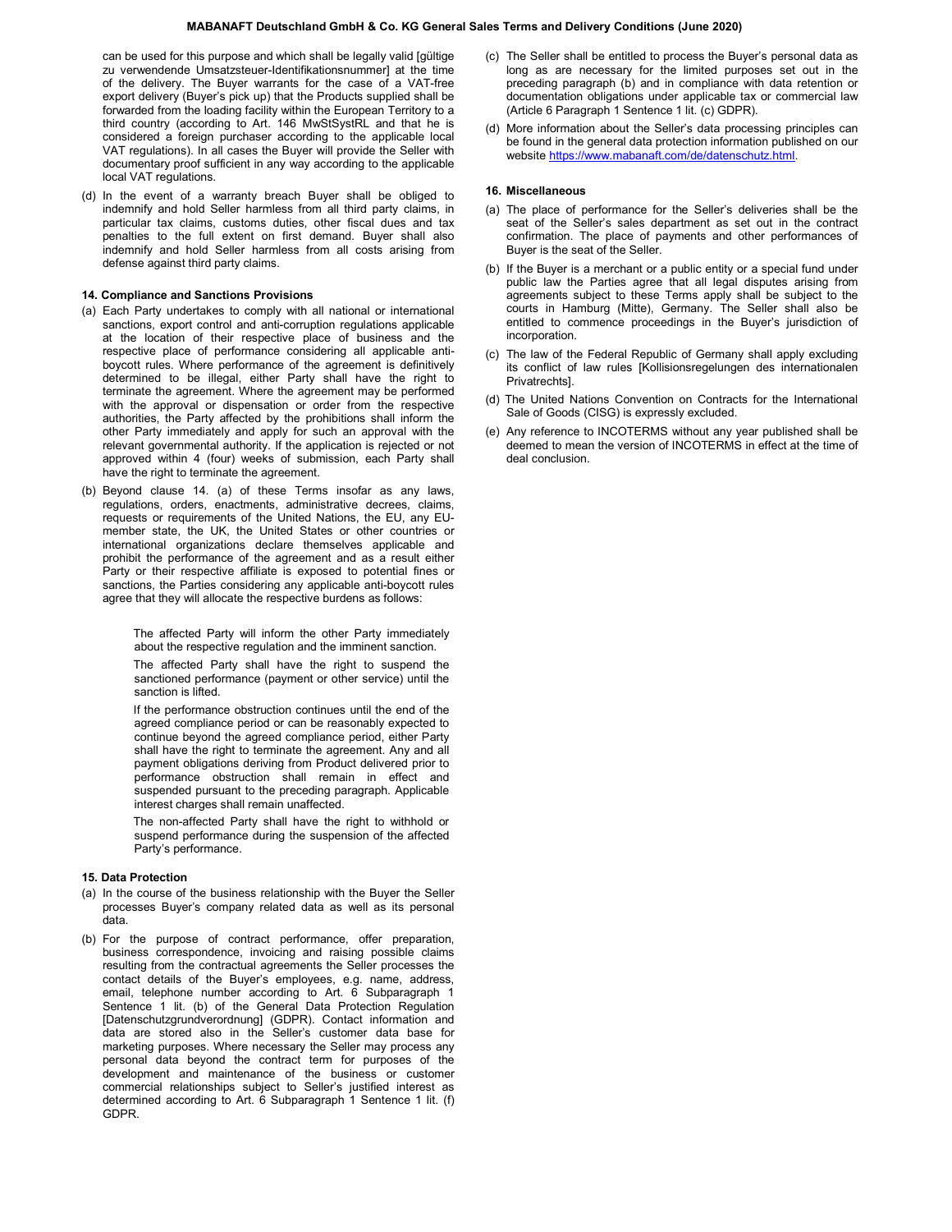can be used for this purpose and which shall be legally valid [gültige zu verwendende Umsatzsteuer-Identifikationsnummer] at the time of the delivery. The Buyer warrants for the case of a VAT-free export delivery (Buyer's pick up) that the Products supplied shall be forwarded from the loading facility within the European Territory to a third country (according to Art. 146 MwStSystRL and that he is considered a foreign purchaser according to the applicable local VAT regulations). In all cases the Buyer will provide the Seller with documentary proof sufficient in any way according to the applicable local VAT regulations.

(d) In the event of a warranty breach Buyer shall be obliged to indemnify and hold Seller harmless from all third party claims, in particular tax claims, customs duties, other fiscal dues and tax penalties to the full extent on first demand. Buyer shall also indemnify and hold Seller harmless from all costs arising from defense against third party claims.

### 14. Compliance and Sanctions Provisions

(a) Each Party undertakes to comply with all national or international sanctions, export control and anti-corruption regulations applicable at the location of their respective place of business and the respective place of performance considering all applicable anti-boycott rules. Where performance of the agreement is definitively determined to be illegal, either Party shall have the right to terminate the agreement. Where the agreement may be performed with the approval or dispensation or order from the respective authorities, the Party affected by the prohibitions shall inform the other Party immediately and apply for such an approval with the relevant governmental authority. If the application is rejected or not approved within 4 (four) weeks of submission, each Party shall have the right to terminate the agreement.

(b) Beyond clause 14. (a) of these Terms insofar as any laws, regulations, orders, enactments, administrative decrees, claims, requests or requirements of the United Nations, the EU, any EU-member state, the UK, the United States or other countries or international organizations declare themselves applicable and prohibit the performance of the agreement and as a result either Party or their respective affiliate is exposed to potential fines or sanctions, the Parties considering any applicable anti-boycott rules agree that they will allocate the respective burdens as follows:

The affected Party will inform the other Party immediately about the respective regulation and the imminent sanction.

The affected Party shall have the right to suspend the sanctioned performance (payment or other service) until the sanction is lifted.

If the performance obstruction continues until the end of the agreed compliance period or can be reasonably expected to continue beyond the agreed compliance period, either Party shall have the right to terminate the agreement. Any and all payment obligations deriving from Product delivered prior to performance obstruction shall remain in effect and suspended pursuant to the preceding paragraph. Applicable interest charges shall remain unaffected.

The non-affected Party shall have the right to withhold or suspend performance during the suspension of the affected Party's performance.

### 15. Data Protection

(a) In the course of the business relationship with the Buyer the Seller processes Buyer's company related data as well as its personal data.

(b) For the purpose of contract performance, offer preparation, business correspondence, invoicing and raising possible claims resulting from the contractual agreements the Seller processes the contact details of the Buyer's employees, e.g. name, address, email, telephone number according to Art. 6 Subparagraph 1 Sentence 1 lit. (b) of the General Data Protection Regulation [Datenschutzgrundverordnung] (GDPR). Contact information and data are stored also in the Seller's customer data base for marketing purposes. Where necessary the Seller may process any personal data beyond the contract term for purposes of the development and maintenance of the business or customer commercial relationships subject to Seller's justified interest as determined according to Art. 6 Subparagraph 1 Sentence 1 lit. (f) GDPR.

(c) The Seller shall be entitled to process the Buyer's personal data as long as are necessary for the limited purposes set out in the preceding paragraph (b) and in compliance with data retention or documentation obligations under applicable tax or commercial law (Article 6 Paragraph 1 Sentence 1 lit. (c) GDPR).

(d) More information about the Seller's data processing principles can be found in the general data protection information published on our website https://www.mabanaft.com/de/datenschutz.html.

### 16. Miscellaneous

(a) The place of performance for the Seller's deliveries shall be the seat of the Seller's sales department as set out in the contract confirmation. The place of payments and other performances of Buyer is the seat of the Seller.

(b) If the Buyer is a merchant or a public entity or a special fund under public law the Parties agree that all legal disputes arising from agreements subject to these Terms apply shall be subject to the courts in Hamburg (Mitte), Germany. The Seller shall also be entitled to commence proceedings in the Buyer's jurisdiction of incorporation.

(c) The law of the Federal Republic of Germany shall apply excluding its conflict of law rules [Kollisionsregelungen des internationalen Privatrechts].

(d) The United Nations Convention on Contracts for the International Sale of Goods (CISG) is expressly excluded.

(e) Any reference to INCOTERMS without any year published shall be deemed to mean the version of INCOTERMS in effect at the time of deal conclusion.